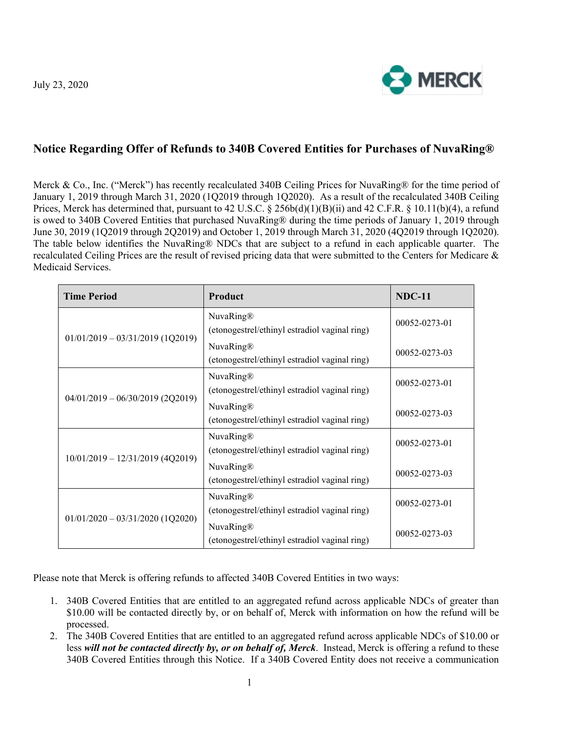July 23, 2020

## Notice Regarding Offer of Refunds to 340B Covered Entities for Purchases of NuvaRing®

Merck & Co., Inc. ("Merck") has recently recalculated 340B Ceiling Prices for NuvaRing® for the time period of January 1, 2019 through March 31, 2020 (1Q2019 through 1Q2020). As a result of the recalculated 340B Ceiling Prices, Merck has determined that, pursuant to 42 U.S.C. § 256b(d)(1)(B)(ii) and 42 C.F.R. § 10.11(b)(4), a refund is owed to 340B Covered Entities that purchased NuvaRing® during the time periods of January 1, 2019 through June 30, 2019 (1Q2019 through 2Q2019) and October 1, 2019 through March 31, 2020 (4Q2019 through 1Q2020). The table below identifies the NuvaRing® NDCs that are subject to a refund in each applicable quarter. The recalculated Ceiling Prices are the result of revised pricing data that were submitted to the Centers for Medicare & Medicaid Services.

| Time Period | Product | NDC-11 |
|---|---|---|
| 01/01/2019 – 03/31/2019 (1Q2019) | NuvaRing® (etonogestrel/ethinyl estradiol vaginal ring) | 00052-0273-01 |
| | NuvaRing® (etonogestrel/ethinyl estradiol vaginal ring) | 00052-0273-03 |
| 04/01/2019 – 06/30/2019 (2Q2019) | NuvaRing® (etonogestrel/ethinyl estradiol vaginal ring) | 00052-0273-01 |
| | NuvaRing® (etonogestrel/ethinyl estradiol vaginal ring) | 00052-0273-03 |
| 10/01/2019 – 12/31/2019 (4Q2019) | NuvaRing® (etonogestrel/ethinyl estradiol vaginal ring) | 00052-0273-01 |
| | NuvaRing® (etonogestrel/ethinyl estradiol vaginal ring) | 00052-0273-03 |
| 01/01/2020 – 03/31/2020 (1Q2020) | NuvaRing® (etonogestrel/ethinyl estradiol vaginal ring) | 00052-0273-01 |
| | NuvaRing® (etonogestrel/ethinyl estradiol vaginal ring) | 00052-0273-03 |

Please note that Merck is offering refunds to affected 340B Covered Entities in two ways:

1. 340B Covered Entities that are entitled to an aggregated refund across applicable NDCs of greater than $10.00 will be contacted directly by, or on behalf of, Merck with information on how the refund will be processed.
2. The 340B Covered Entities that are entitled to an aggregated refund across applicable NDCs of $10.00 or less ***will not be contacted directly by, or on behalf of, Merck***. Instead, Merck is offering a refund to these 340B Covered Entities through this Notice. If a 340B Covered Entity does not receive a communication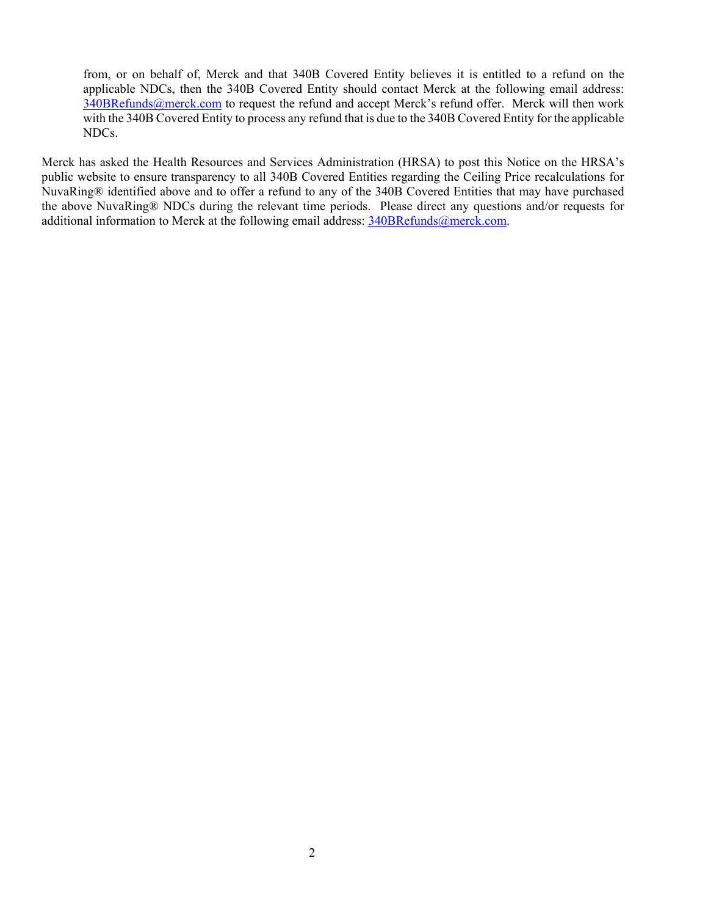from, or on behalf of, Merck and that 340B Covered Entity believes it is entitled to a refund on the applicable NDCs, then the 340B Covered Entity should contact Merck at the following email address: 340BRefunds@merck.com to request the refund and accept Merck's refund offer. Merck will then work with the 340B Covered Entity to process any refund that is due to the 340B Covered Entity for the applicable NDCs.

Merck has asked the Health Resources and Services Administration (HRSA) to post this Notice on the HRSA's public website to ensure transparency to all 340B Covered Entities regarding the Ceiling Price recalculations for NuvaRing® identified above and to offer a refund to any of the 340B Covered Entities that may have purchased the above NuvaRing® NDCs during the relevant time periods. Please direct any questions and/or requests for additional information to Merck at the following email address: 340BRefunds@merck.com.